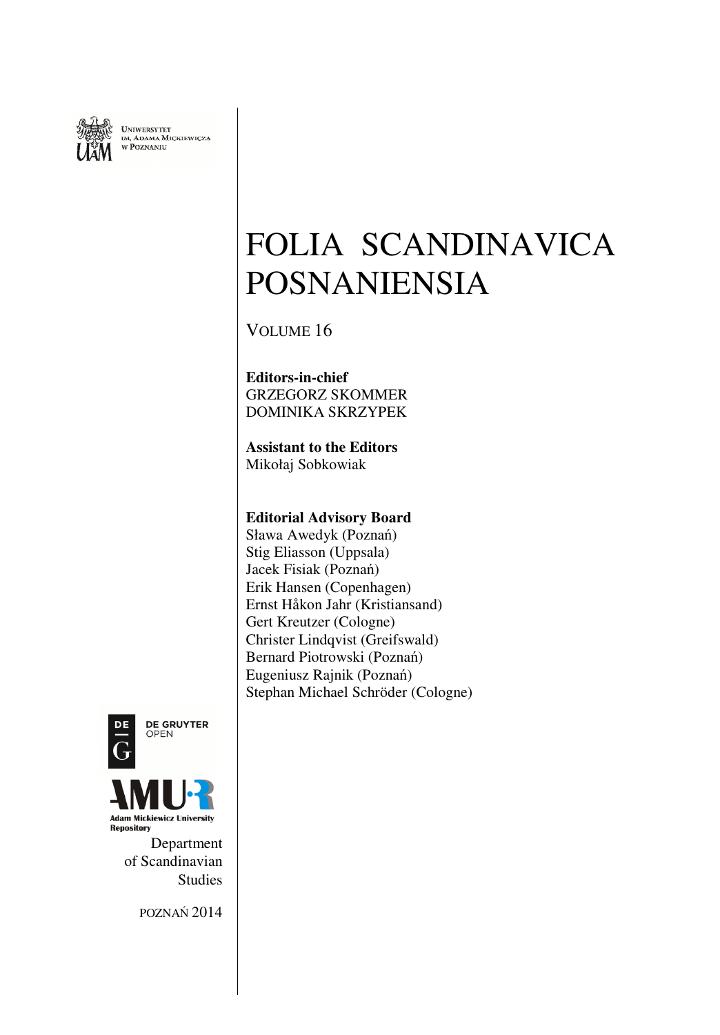UNIWERSYTET
IM. ADAMA MICKIEWICZA
W POZNANIU

# FOLIA SCANDINAVICA POSNANIENSIA

VOLUME 16

**Editors-in-chief**
GRZEGORZ SKOMMER
DOMINIKA SKRZYPEK

**Assistant to the Editors**
Mikołaj Sobkowiak

**Editorial Advisory Board**
Sława Awedyk (Poznań)
Stig Eliasson (Uppsala)
Jacek Fisiak (Poznań)
Erik Hansen (Copenhagen)
Ernst Håkon Jahr (Kristiansand)
Gert Kreutzer (Cologne)
Christer Lindqvist (Greifswald)
Bernard Piotrowski (Poznań)
Eugeniusz Rajnik (Poznań)
Stephan Michael Schröder (Cologne)

DE GRUYTER
OPEN

AMUR
Adam Mickiewicz University Repository

Department
of Scandinavian
Studies

POZNAŃ 2014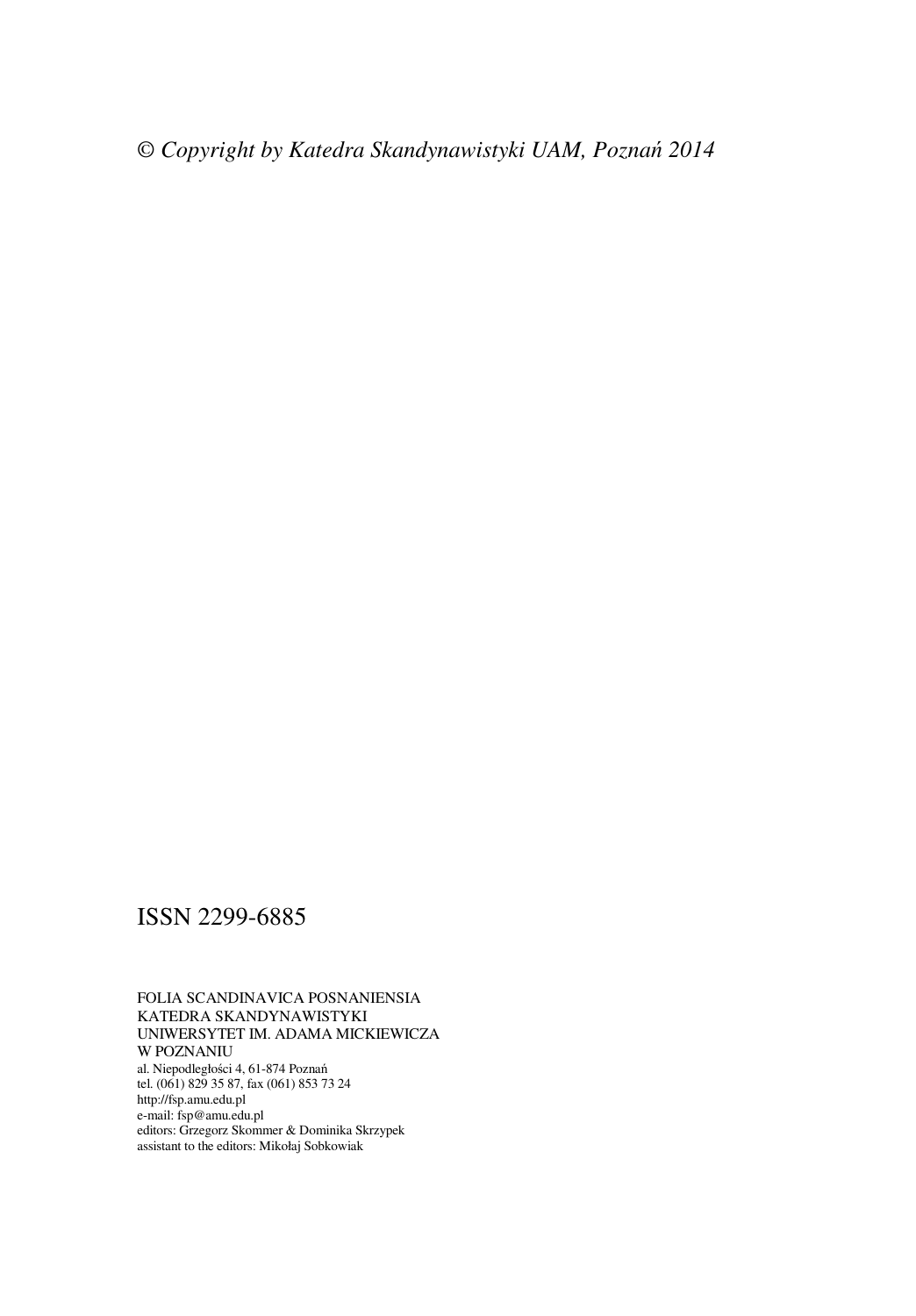*© Copyright by Katedra Skandynawistyki UAM, Poznań 2014*

ISSN 2299-6885

FOLIA SCANDINAVICA POSNANIENSIA
KATEDRA SKANDYNAWISTYKI
UNIWERSYTET IM. ADAMA MICKIEWICZA
W POZNANIU
al. Niepodległości 4, 61-874 Poznań
tel. (061) 829 35 87, fax (061) 853 73 24
http://fsp.amu.edu.pl
e-mail: fsp@amu.edu.pl
editors: Grzegorz Skommer & Dominika Skrzypek
assistant to the editors: Mikołaj Sobkowiak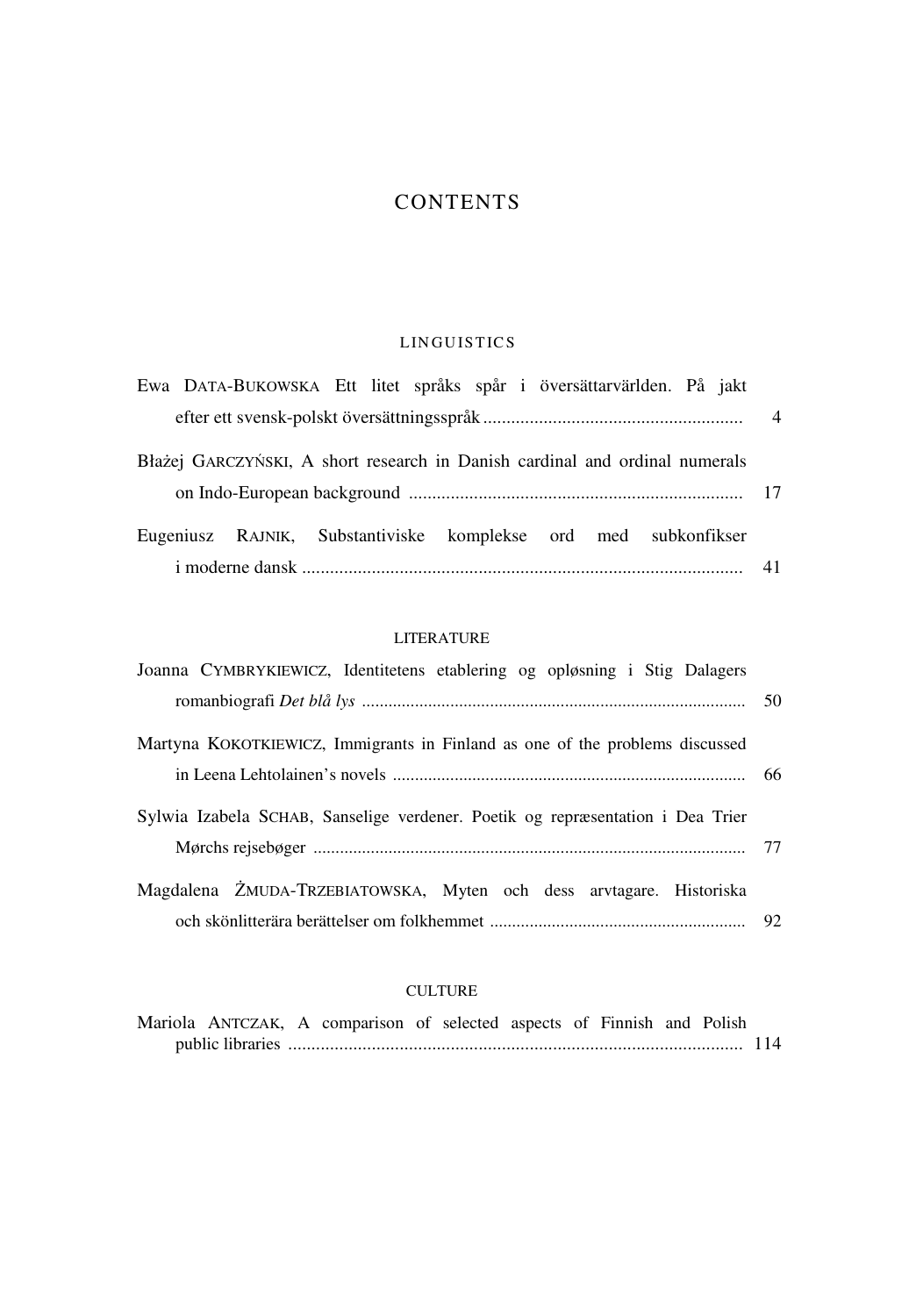# CONTENTS

## LINGUISTICS

Ewa DATA-BUKOWSKA Ett litet språks spår i översättarvärlden. På jakt efter ett svensk-polskt översättningsspråk ........................................................ 4

Błażej GARCZYŃSKI, A short research in Danish cardinal and ordinal numerals on Indo-European background ........................................................................ 17

Eugeniusz RAJNIK, Substantiviske komplekse ord med subkonfikser i moderne dansk ............................................................................................... 41

## LITERATURE

Joanna CYMBRYKIEWICZ, Identitetens etablering og opløsning i Stig Dalagers romanbiografi *Det blå lys* ..................................................................................... 50

Martyna KOKOTKIEWICZ, Immigrants in Finland as one of the problems discussed in Leena Lehtolainen's novels ............................................................................... 66

Sylwia Izabela SCHAB, Sanselige verdener. Poetik og repræsentation i Dea Trier Mørchs rejsebøger ................................................................................................. 77

Magdalena ŻMUDA-TRZEBIATOWSKA, Myten och dess arvtagare. Historiska och skönlitterära berättelser om folkhemmet ......................................................... 92

## CULTURE

Mariola ANTCZAK, A comparison of selected aspects of Finnish and Polish public libraries .................................................................................................. 114